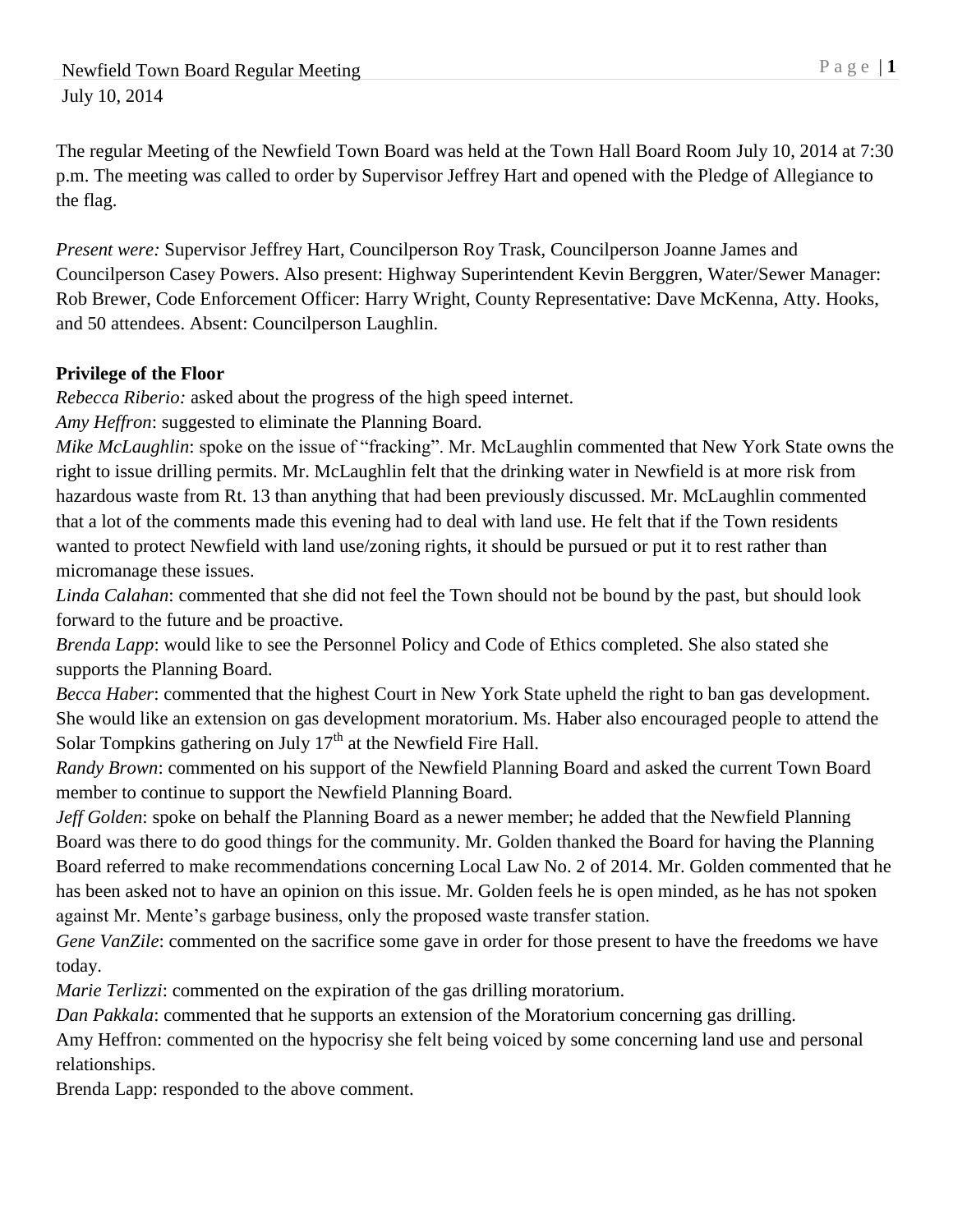Newfield Town Board Regular Meeting

July 10, 2014

The regular Meeting of the Newfield Town Board was held at the Town Hall Board Room July 10, 2014 at 7:30 p.m. The meeting was called to order by Supervisor Jeffrey Hart and opened with the Pledge of Allegiance to the flag.

*Present were:* Supervisor Jeffrey Hart, Councilperson Roy Trask, Councilperson Joanne James and Councilperson Casey Powers. Also present: Highway Superintendent Kevin Berggren, Water/Sewer Manager: Rob Brewer, Code Enforcement Officer: Harry Wright, County Representative: Dave McKenna, Atty. Hooks, and 50 attendees. Absent: Councilperson Laughlin.

**Privilege of the Floor**

*Rebecca Riberio:* asked about the progress of the high speed internet.

*Amy Heffron*: suggested to eliminate the Planning Board.

*Mike McLaughlin*: spoke on the issue of "fracking". Mr. McLaughlin commented that New York State owns the right to issue drilling permits. Mr. McLaughlin felt that the drinking water in Newfield is at more risk from hazardous waste from Rt. 13 than anything that had been previously discussed. Mr. McLaughlin commented that a lot of the comments made this evening had to deal with land use. He felt that if the Town residents wanted to protect Newfield with land use/zoning rights, it should be pursued or put it to rest rather than micromanage these issues.

*Linda Calahan*: commented that she did not feel the Town should not be bound by the past, but should look forward to the future and be proactive.

*Brenda Lapp*: would like to see the Personnel Policy and Code of Ethics completed. She also stated she supports the Planning Board.

*Becca Haber*: commented that the highest Court in New York State upheld the right to ban gas development. She would like an extension on gas development moratorium. Ms. Haber also encouraged people to attend the Solar Tompkins gathering on July 17th at the Newfield Fire Hall.

*Randy Brown*: commented on his support of the Newfield Planning Board and asked the current Town Board member to continue to support the Newfield Planning Board.

*Jeff Golden*: spoke on behalf the Planning Board as a newer member; he added that the Newfield Planning Board was there to do good things for the community. Mr. Golden thanked the Board for having the Planning Board referred to make recommendations concerning Local Law No. 2 of 2014. Mr. Golden commented that he has been asked not to have an opinion on this issue. Mr. Golden feels he is open minded, as he has not spoken against Mr. Mente's garbage business, only the proposed waste transfer station.

*Gene VanZile*: commented on the sacrifice some gave in order for those present to have the freedoms we have today.

*Marie Terlizzi*: commented on the expiration of the gas drilling moratorium.

*Dan Pakkala*: commented that he supports an extension of the Moratorium concerning gas drilling.

Amy Heffron: commented on the hypocrisy she felt being voiced by some concerning land use and personal relationships.

Brenda Lapp: responded to the above comment.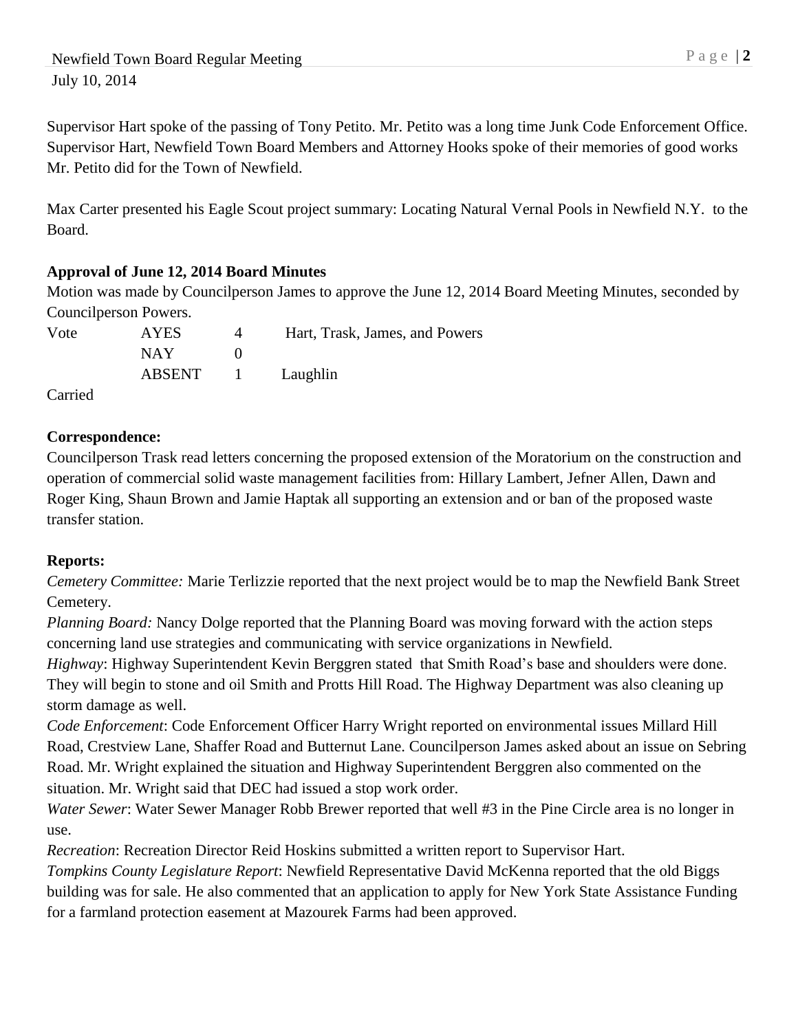Supervisor Hart spoke of the passing of Tony Petito. Mr. Petito was a long time Junk Code Enforcement Office. Supervisor Hart, Newfield Town Board Members and Attorney Hooks spoke of their memories of good works Mr. Petito did for the Town of Newfield.

Max Carter presented his Eagle Scout project summary: Locating Natural Vernal Pools in Newfield N.Y. to the Board.

**Approval of June 12, 2014 Board Minutes**

Motion was made by Councilperson James to approve the June 12, 2014 Board Meeting Minutes, seconded by Councilperson Powers.

| Vote | AYES | 4 | Hart, Trask, James, and Powers |
|---|---|---|---|
| | NAY | 0 | |
| | ABSENT | 1 | Laughlin |

Carried

**Correspondence:**

Councilperson Trask read letters concerning the proposed extension of the Moratorium on the construction and operation of commercial solid waste management facilities from: Hillary Lambert, Jefner Allen, Dawn and Roger King, Shaun Brown and Jamie Haptak all supporting an extension and or ban of the proposed waste transfer station.

**Reports:**

*Cemetery Committee:* Marie Terlizzie reported that the next project would be to map the Newfield Bank Street Cemetery.

*Planning Board:* Nancy Dolge reported that the Planning Board was moving forward with the action steps concerning land use strategies and communicating with service organizations in Newfield.

*Highway*: Highway Superintendent Kevin Berggren stated that Smith Road's base and shoulders were done. They will begin to stone and oil Smith and Protts Hill Road. The Highway Department was also cleaning up storm damage as well.

*Code Enforcement*: Code Enforcement Officer Harry Wright reported on environmental issues Millard Hill Road, Crestview Lane, Shaffer Road and Butternut Lane. Councilperson James asked about an issue on Sebring Road. Mr. Wright explained the situation and Highway Superintendent Berggren also commented on the situation. Mr. Wright said that DEC had issued a stop work order.

*Water Sewer*: Water Sewer Manager Robb Brewer reported that well #3 in the Pine Circle area is no longer in use.

*Recreation*: Recreation Director Reid Hoskins submitted a written report to Supervisor Hart.

*Tompkins County Legislature Report*: Newfield Representative David McKenna reported that the old Biggs building was for sale. He also commented that an application to apply for New York State Assistance Funding for a farmland protection easement at Mazourek Farms had been approved.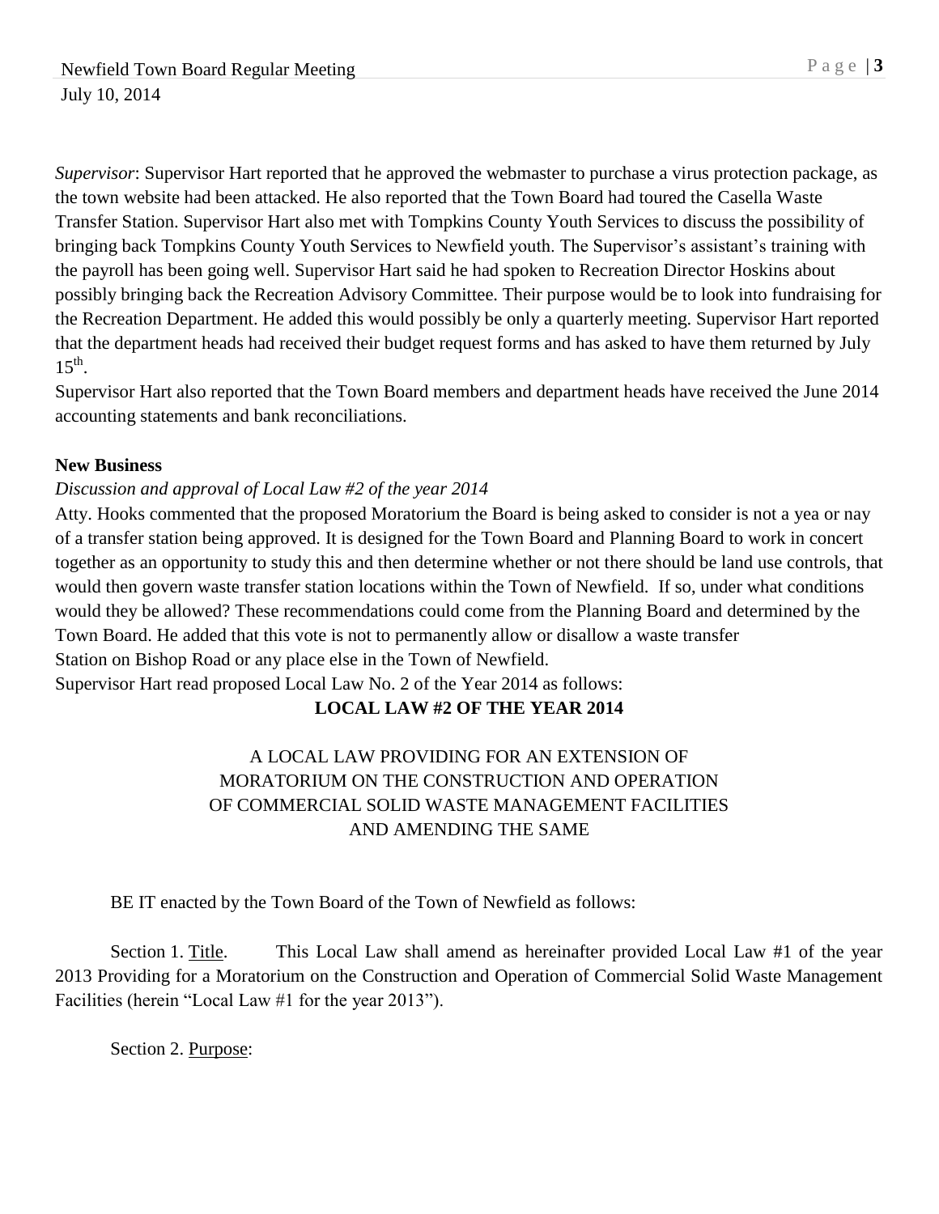*Supervisor*: Supervisor Hart reported that he approved the webmaster to purchase a virus protection package, as the town website had been attacked. He also reported that the Town Board had toured the Casella Waste Transfer Station. Supervisor Hart also met with Tompkins County Youth Services to discuss the possibility of bringing back Tompkins County Youth Services to Newfield youth. The Supervisor's assistant's training with the payroll has been going well. Supervisor Hart said he had spoken to Recreation Director Hoskins about possibly bringing back the Recreation Advisory Committee. Their purpose would be to look into fundraising for the Recreation Department. He added this would possibly be only a quarterly meeting. Supervisor Hart reported that the department heads had received their budget request forms and has asked to have them returned by July 15th.

Supervisor Hart also reported that the Town Board members and department heads have received the June 2014 accounting statements and bank reconciliations.

**New Business**

*Discussion and approval of Local Law #2 of the year 2014*

Atty. Hooks commented that the proposed Moratorium the Board is being asked to consider is not a yea or nay of a transfer station being approved. It is designed for the Town Board and Planning Board to work in concert together as an opportunity to study this and then determine whether or not there should be land use controls, that would then govern waste transfer station locations within the Town of Newfield. If so, under what conditions would they be allowed? These recommendations could come from the Planning Board and determined by the Town Board. He added that this vote is not to permanently allow or disallow a waste transfer Station on Bishop Road or any place else in the Town of Newfield.

Supervisor Hart read proposed Local Law No. 2 of the Year 2014 as follows:

**LOCAL LAW #2 OF THE YEAR 2014**

A LOCAL LAW PROVIDING FOR AN EXTENSION OF MORATORIUM ON THE CONSTRUCTION AND OPERATION OF COMMERCIAL SOLID WASTE MANAGEMENT FACILITIES AND AMENDING THE SAME

BE IT enacted by the Town Board of the Town of Newfield as follows:

Section 1. Title. This Local Law shall amend as hereinafter provided Local Law #1 of the year 2013 Providing for a Moratorium on the Construction and Operation of Commercial Solid Waste Management Facilities (herein "Local Law #1 for the year 2013").

Section 2. Purpose: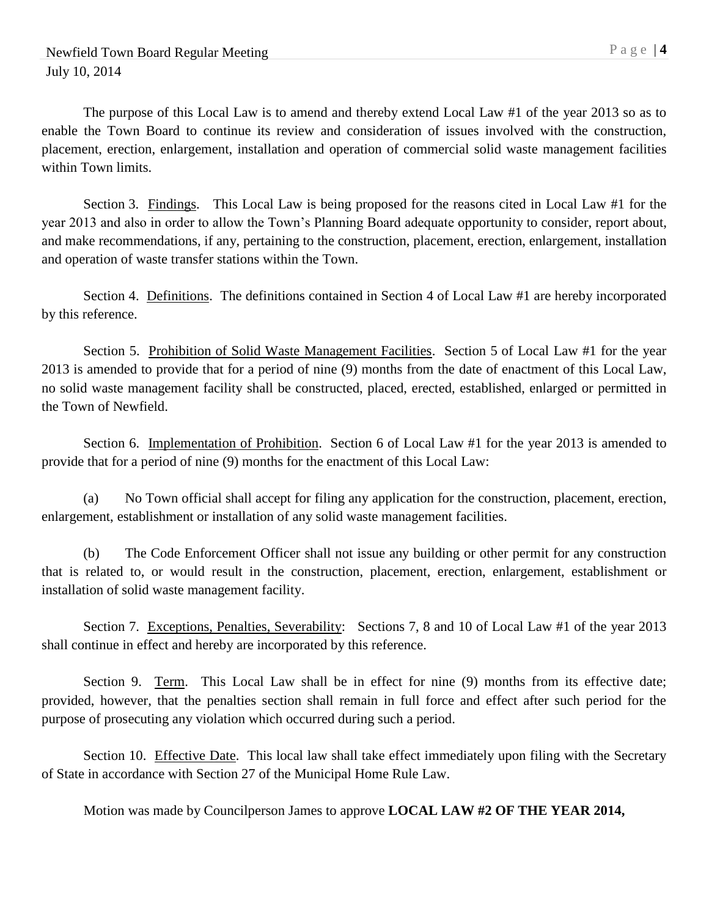The purpose of this Local Law is to amend and thereby extend Local Law #1 of the year 2013 so as to enable the Town Board to continue its review and consideration of issues involved with the construction, placement, erection, enlargement, installation and operation of commercial solid waste management facilities within Town limits.

Section 3. <u>Findings</u>. This Local Law is being proposed for the reasons cited in Local Law #1 for the year 2013 and also in order to allow the Town's Planning Board adequate opportunity to consider, report about, and make recommendations, if any, pertaining to the construction, placement, erection, enlargement, installation and operation of waste transfer stations within the Town.

Section 4. <u>Definitions</u>. The definitions contained in Section 4 of Local Law #1 are hereby incorporated by this reference.

Section 5. <u>Prohibition of Solid Waste Management Facilities</u>. Section 5 of Local Law #1 for the year 2013 is amended to provide that for a period of nine (9) months from the date of enactment of this Local Law, no solid waste management facility shall be constructed, placed, erected, established, enlarged or permitted in the Town of Newfield.

Section 6. <u>Implementation of Prohibition</u>. Section 6 of Local Law #1 for the year 2013 is amended to provide that for a period of nine (9) months for the enactment of this Local Law:

(a) No Town official shall accept for filing any application for the construction, placement, erection, enlargement, establishment or installation of any solid waste management facilities.

(b) The Code Enforcement Officer shall not issue any building or other permit for any construction that is related to, or would result in the construction, placement, erection, enlargement, establishment or installation of solid waste management facility.

Section 7. <u>Exceptions, Penalties, Severability</u>: Sections 7, 8 and 10 of Local Law #1 of the year 2013 shall continue in effect and hereby are incorporated by this reference.

Section 9. <u>Term</u>. This Local Law shall be in effect for nine (9) months from its effective date; provided, however, that the penalties section shall remain in full force and effect after such period for the purpose of prosecuting any violation which occurred during such a period.

Section 10. <u>Effective Date</u>. This local law shall take effect immediately upon filing with the Secretary of State in accordance with Section 27 of the Municipal Home Rule Law.

Motion was made by Councilperson James to approve **LOCAL LAW #2 OF THE YEAR 2014,**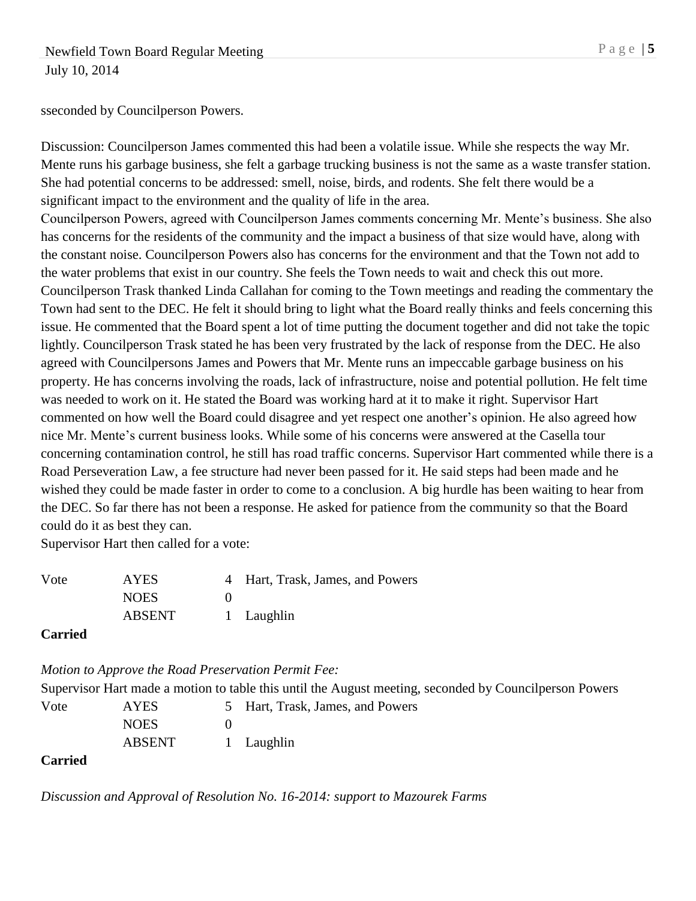sseconded by Councilperson Powers.

Discussion: Councilperson James commented this had been a volatile issue. While she respects the way Mr. Mente runs his garbage business, she felt a garbage trucking business is not the same as a waste transfer station. She had potential concerns to be addressed: smell, noise, birds, and rodents. She felt there would be a significant impact to the environment and the quality of life in the area.
Councilperson Powers, agreed with Councilperson James comments concerning Mr. Mente's business. She also has concerns for the residents of the community and the impact a business of that size would have, along with the constant noise. Councilperson Powers also has concerns for the environment and that the Town not add to the water problems that exist in our country. She feels the Town needs to wait and check this out more.
Councilperson Trask thanked Linda Callahan for coming to the Town meetings and reading the commentary the Town had sent to the DEC. He felt it should bring to light what the Board really thinks and feels concerning this issue. He commented that the Board spent a lot of time putting the document together and did not take the topic lightly. Councilperson Trask stated he has been very frustrated by the lack of response from the DEC. He also agreed with Councilpersons James and Powers that Mr. Mente runs an impeccable garbage business on his property. He has concerns involving the roads, lack of infrastructure, noise and potential pollution. He felt time was needed to work on it. He stated the Board was working hard at it to make it right. Supervisor Hart commented on how well the Board could disagree and yet respect one another's opinion. He also agreed how nice Mr. Mente's current business looks. While some of his concerns were answered at the Casella tour concerning contamination control, he still has road traffic concerns. Supervisor Hart commented while there is a Road Perseveration Law, a fee structure had never been passed for it. He said steps had been made and he wished they could be made faster in order to come to a conclusion. A big hurdle has been waiting to hear from the DEC. So far there has not been a response. He asked for patience from the community so that the Board could do it as best they can.
Supervisor Hart then called for a vote:

| Vote | AYES | 4 | Hart, Trask, James, and Powers |
|---|---|---|---|
| | NOES | 0 | |
| | ABSENT | 1 | Laughlin |

**Carried**

*Motion to Approve the Road Preservation Permit Fee:*
Supervisor Hart made a motion to table this until the August meeting, seconded by Councilperson Powers

| Vote | AYES | 5 | Hart, Trask, James, and Powers |
|---|---|---|---|
| | NOES | 0 | |
| | ABSENT | 1 | Laughlin |

**Carried**

*Discussion and Approval of Resolution No. 16-2014: support to Mazourek Farms*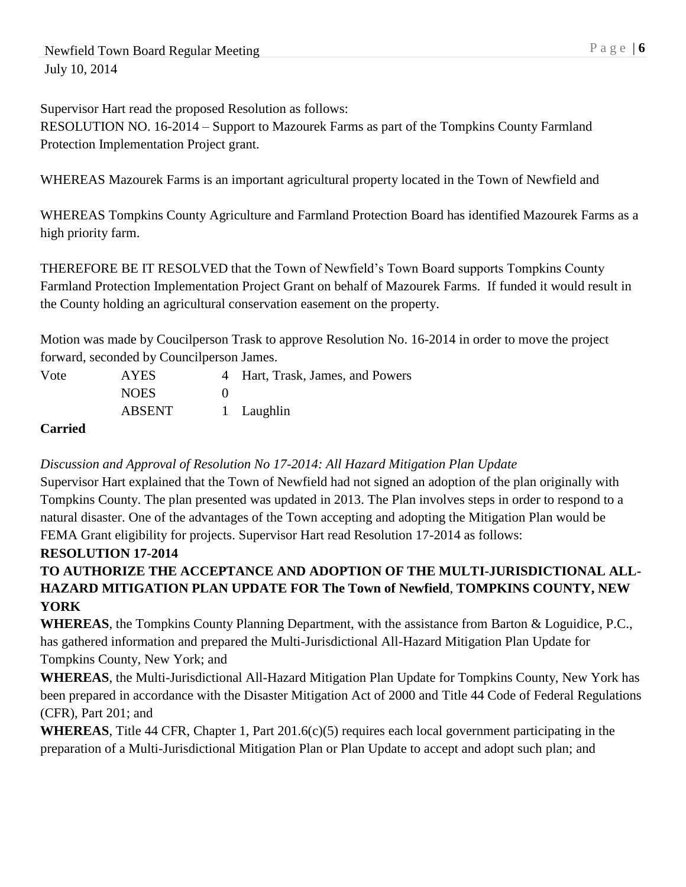Supervisor Hart read the proposed Resolution as follows:
RESOLUTION NO. 16-2014 – Support to Mazourek Farms as part of the Tompkins County Farmland Protection Implementation Project grant.

WHEREAS Mazourek Farms is an important agricultural property located in the Town of Newfield and

WHEREAS Tompkins County Agriculture and Farmland Protection Board has identified Mazourek Farms as a high priority farm.

THEREFORE BE IT RESOLVED that the Town of Newfield's Town Board supports Tompkins County Farmland Protection Implementation Project Grant on behalf of Mazourek Farms. If funded it would result in the County holding an agricultural conservation easement on the property.

Motion was made by Coucilperson Trask to approve Resolution No. 16-2014 in order to move the project forward, seconded by Councilperson James.

| Vote | AYES | 4 | Hart, Trask, James, and Powers |
|---|---|---|---|
| | NOES | 0 | |
| | ABSENT | 1 | Laughlin |

**Carried**

*Discussion and Approval of Resolution No 17-2014: All Hazard Mitigation Plan Update*

Supervisor Hart explained that the Town of Newfield had not signed an adoption of the plan originally with Tompkins County. The plan presented was updated in 2013. The Plan involves steps in order to respond to a natural disaster. One of the advantages of the Town accepting and adopting the Mitigation Plan would be FEMA Grant eligibility for projects. Supervisor Hart read Resolution 17-2014 as follows:

**RESOLUTION 17-2014**

**TO AUTHORIZE THE ACCEPTANCE AND ADOPTION OF THE MULTI-JURISDICTIONAL ALL-HAZARD MITIGATION PLAN UPDATE FOR The Town of Newfield, TOMPKINS COUNTY, NEW YORK**

**WHEREAS**, the Tompkins County Planning Department, with the assistance from Barton & Loguidice, P.C., has gathered information and prepared the Multi-Jurisdictional All-Hazard Mitigation Plan Update for Tompkins County, New York; and

**WHEREAS**, the Multi-Jurisdictional All-Hazard Mitigation Plan Update for Tompkins County, New York has been prepared in accordance with the Disaster Mitigation Act of 2000 and Title 44 Code of Federal Regulations (CFR), Part 201; and

**WHEREAS**, Title 44 CFR, Chapter 1, Part 201.6(c)(5) requires each local government participating in the preparation of a Multi-Jurisdictional Mitigation Plan or Plan Update to accept and adopt such plan; and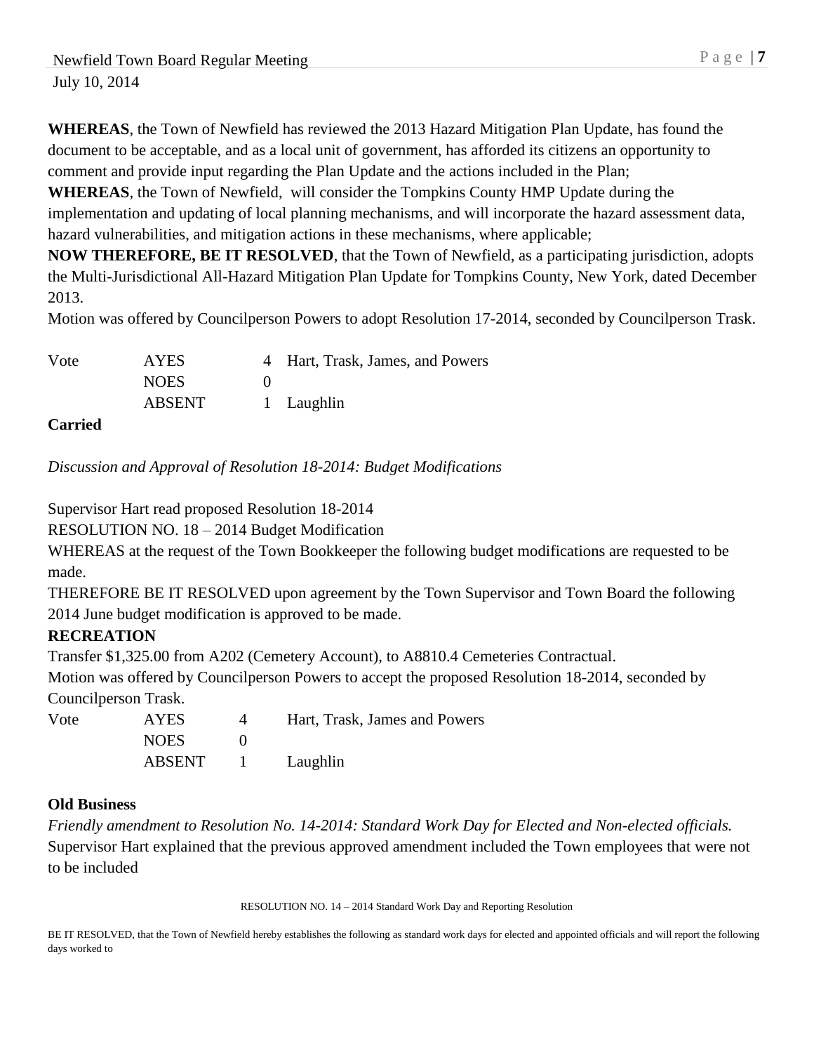**WHEREAS**, the Town of Newfield has reviewed the 2013 Hazard Mitigation Plan Update, has found the document to be acceptable, and as a local unit of government, has afforded its citizens an opportunity to comment and provide input regarding the Plan Update and the actions included in the Plan;

**WHEREAS**, the Town of Newfield, will consider the Tompkins County HMP Update during the implementation and updating of local planning mechanisms, and will incorporate the hazard assessment data, hazard vulnerabilities, and mitigation actions in these mechanisms, where applicable;

**NOW THEREFORE, BE IT RESOLVED**, that the Town of Newfield, as a participating jurisdiction, adopts the Multi-Jurisdictional All-Hazard Mitigation Plan Update for Tompkins County, New York, dated December 2013.

Motion was offered by Councilperson Powers to adopt Resolution 17-2014, seconded by Councilperson Trask.

| Vote | AYES | 4 | Hart, Trask, James, and Powers |
|---|---|---|---|
| | NOES | 0 | |
| | ABSENT | 1 | Laughlin |

**Carried**

*Discussion and Approval of Resolution 18-2014: Budget Modifications*

Supervisor Hart read proposed Resolution 18-2014

RESOLUTION NO. 18 – 2014 Budget Modification

WHEREAS at the request of the Town Bookkeeper the following budget modifications are requested to be made.

THEREFORE BE IT RESOLVED upon agreement by the Town Supervisor and Town Board the following 2014 June budget modification is approved to be made.

**RECREATION**

Transfer $1,325.00 from A202 (Cemetery Account), to A8810.4 Cemeteries Contractual.

Motion was offered by Councilperson Powers to accept the proposed Resolution 18-2014, seconded by Councilperson Trask.

| Vote | AYES | 4 | Hart, Trask, James and Powers |
|---|---|---|---|
| | NOES | 0 | |
| | ABSENT | 1 | Laughlin |

**Old Business**

*Friendly amendment to Resolution No. 14-2014: Standard Work Day for Elected and Non-elected officials.*

Supervisor Hart explained that the previous approved amendment included the Town employees that were not to be included

RESOLUTION NO. 14 – 2014 Standard Work Day and Reporting Resolution

BE IT RESOLVED, that the Town of Newfield hereby establishes the following as standard work days for elected and appointed officials and will report the following days worked to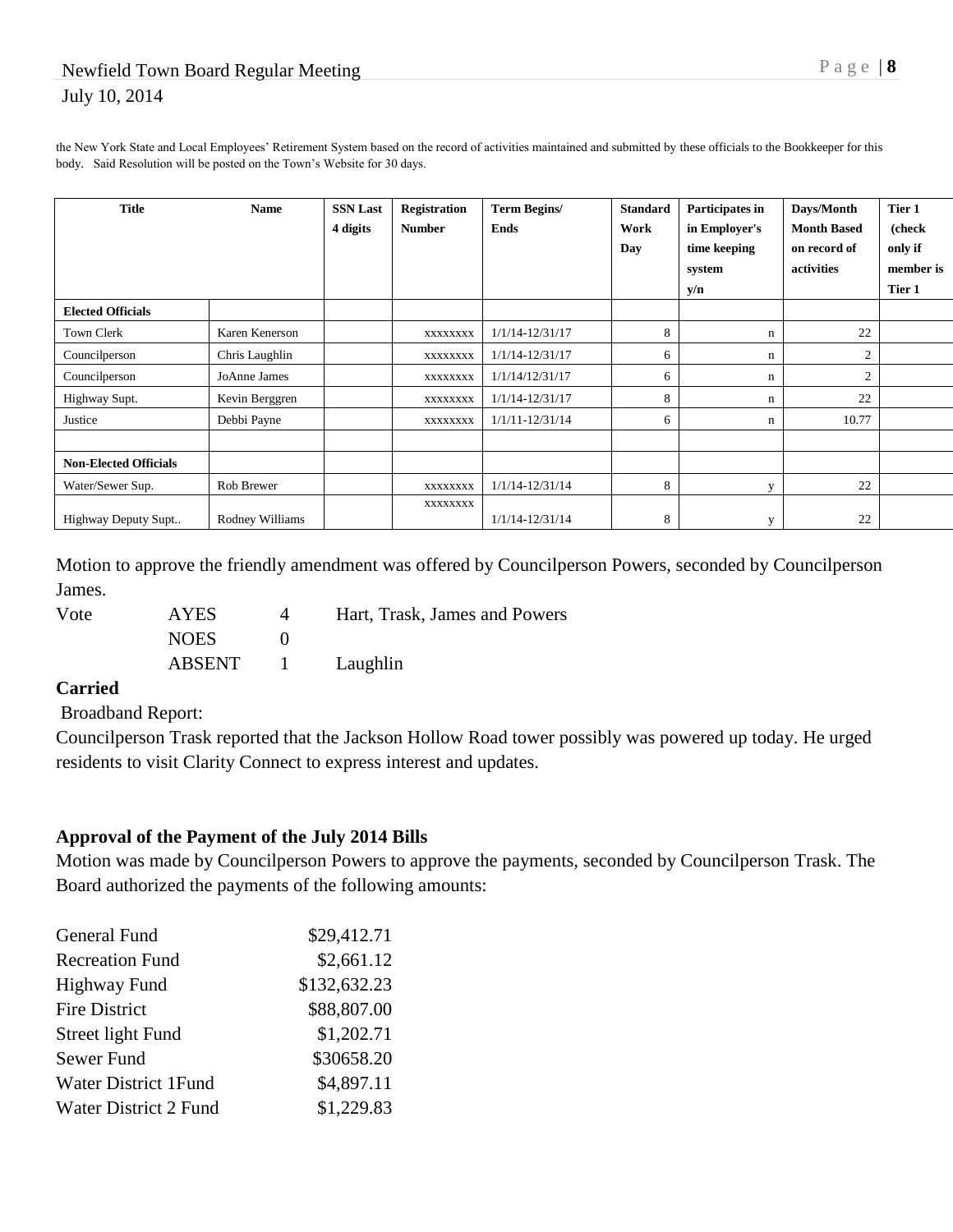the New York State and Local Employees' Retirement System based on the record of activities maintained and submitted by these officials to the Bookkeeper for this body. Said Resolution will be posted on the Town's Website for 30 days.

| Title | Name | SSN Last 4 digits | Registration Number | Term Begins/ Ends | Standard Work Day | Participates in in Employer's time keeping system y/n | Days/Month Month Based on record of activities | Tier 1 (check only if member is Tier 1 |
|---|---|---|---|---|---|---|---|---|
| **Elected Officials** | | | | | | | | |
| Town Clerk | Karen Kenerson | | xxxxxxxx | 1/1/14-12/31/17 | 8 | n | 22 | |
| Councilperson | Chris Laughlin | | xxxxxxxx | 1/1/14-12/31/17 | 6 | n | 2 | |
| Councilperson | JoAnne James | | xxxxxxxx | 1/1/14/12/31/17 | 6 | n | 2 | |
| Highway Supt. | Kevin Berggren | | xxxxxxxx | 1/1/14-12/31/17 | 8 | n | 22 | |
| Justice | Debbi Payne | | xxxxxxxx | 1/1/11-12/31/14 | 6 | n | 10.77 | |
| | | | | | | | | |
| **Non-Elected Officials** | | | | | | | | |
| Water/Sewer Sup. | Rob Brewer | | xxxxxxxx | 1/1/14-12/31/14 | 8 | y | 22 | |
| Highway Deputy Supt.. | Rodney Williams | | xxxxxxxx | 1/1/14-12/31/14 | 8 | y | 22 | |

Motion to approve the friendly amendment was offered by Councilperson Powers, seconded by Councilperson James.

| Vote | AYES | 4 | Hart, Trask, James and Powers |
|---|---|---|---|
| | NOES | 0 | |
| | ABSENT | 1 | Laughlin |

**Carried**

Broadband Report:

Councilperson Trask reported that the Jackson Hollow Road tower possibly was powered up today. He urged residents to visit Clarity Connect to express interest and updates.

**Approval of the Payment of the July 2014 Bills**

Motion was made by Councilperson Powers to approve the payments, seconded by Councilperson Trask. The Board authorized the payments of the following amounts:

| | |
|---|---|
| General Fund | $29,412.71 |
| Recreation Fund | $2,661.12 |
| Highway Fund | $132,632.23 |
| Fire District | $88,807.00 |
| Street light Fund | $1,202.71 |
| Sewer Fund | $30658.20 |
| Water District 1Fund | $4,897.11 |
| Water District 2 Fund | $1,229.83 |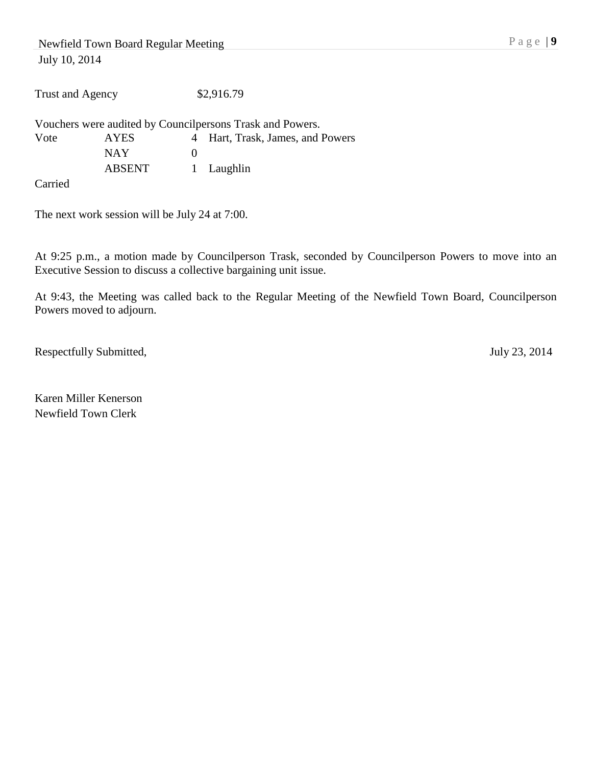Trust and Agency $2,916.79

Vouchers were audited by Councilpersons Trask and Powers.

| | | | |
|---|---|---|---|
| Vote | AYES | 4 | Hart, Trask, James, and Powers |
| | NAY | 0 | |
| | ABSENT | 1 | Laughlin |

Carried

The next work session will be July 24 at 7:00.

At 9:25 p.m., a motion made by Councilperson Trask, seconded by Councilperson Powers to move into an Executive Session to discuss a collective bargaining unit issue.

At 9:43, the Meeting was called back to the Regular Meeting of the Newfield Town Board, Councilperson Powers moved to adjourn.

Respectfully Submitted, July 23, 2014

Karen Miller Kenerson
Newfield Town Clerk